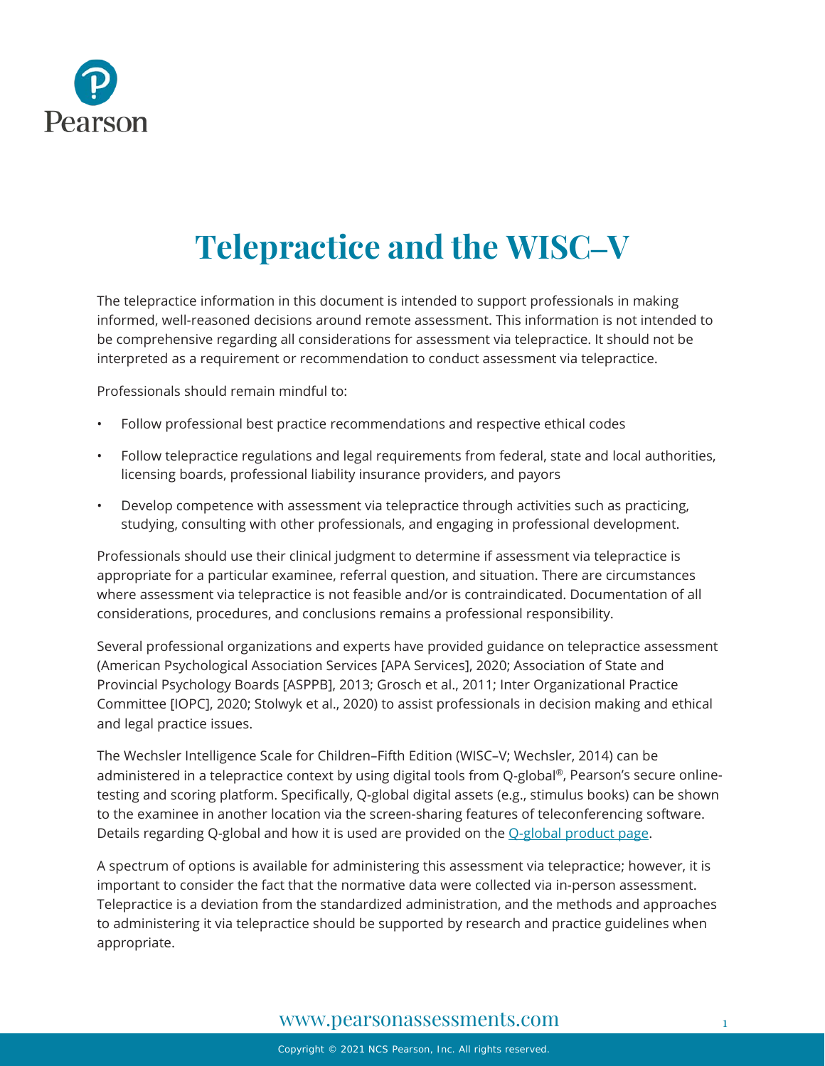# Telepractice and the WISC–V

The telepractice information in this document is intended to support professionals in making informed, well-reasoned decisions around remote assessment. This information is not intended to be comprehensive regarding all considerations for assessment via telepractice. It should not be interpreted as a requirement or recommendation to conduct assessment via telepractice.

Professionals should remain mindful to:

- Follow professional best practice recommendations and respective ethical codes
- Follow telepractice regulations and legal requirements from federal, state and local authorities, licensing boards, professional liability insurance providers, and payors
- Develop competence with assessment via telepractice through activities such as practicing, studying, consulting with other professionals, and engaging in professional development.

Professionals should use their clinical judgment to determine if assessment via telepractice is appropriate for a particular examinee, referral question, and situation. There are circumstances where assessment via telepractice is not feasible and/or is contraindicated. Documentation of all considerations, procedures, and conclusions remains a professional responsibility.

Several professional organizations and experts have provided guidance on telepractice assessment (American Psychological Association Services [APA Services], 2020; Association of State and Provincial Psychology Boards [ASPPB], 2013; Grosch et al., 2011; Inter Organizational Practice Committee [IOPC], 2020; Stolwyk et al., 2020) to assist professionals in decision making and ethical and legal practice issues.

The Wechsler Intelligence Scale for Children–Fifth Edition (WISC–V; Wechsler, 2014) can be administered in a telepractice context by using digital tools from Q-global®, Pearson's secure online-testing and scoring platform. Specifically, Q-global digital assets (e.g., stimulus books) can be shown to the examinee in another location via the screen-sharing features of teleconferencing software. Details regarding Q-global and how it is used are provided on the Q-global product page.

A spectrum of options is available for administering this assessment via telepractice; however, it is important to consider the fact that the normative data were collected via in-person assessment. Telepractice is a deviation from the standardized administration, and the methods and approaches to administering it via telepractice should be supported by research and practice guidelines when appropriate.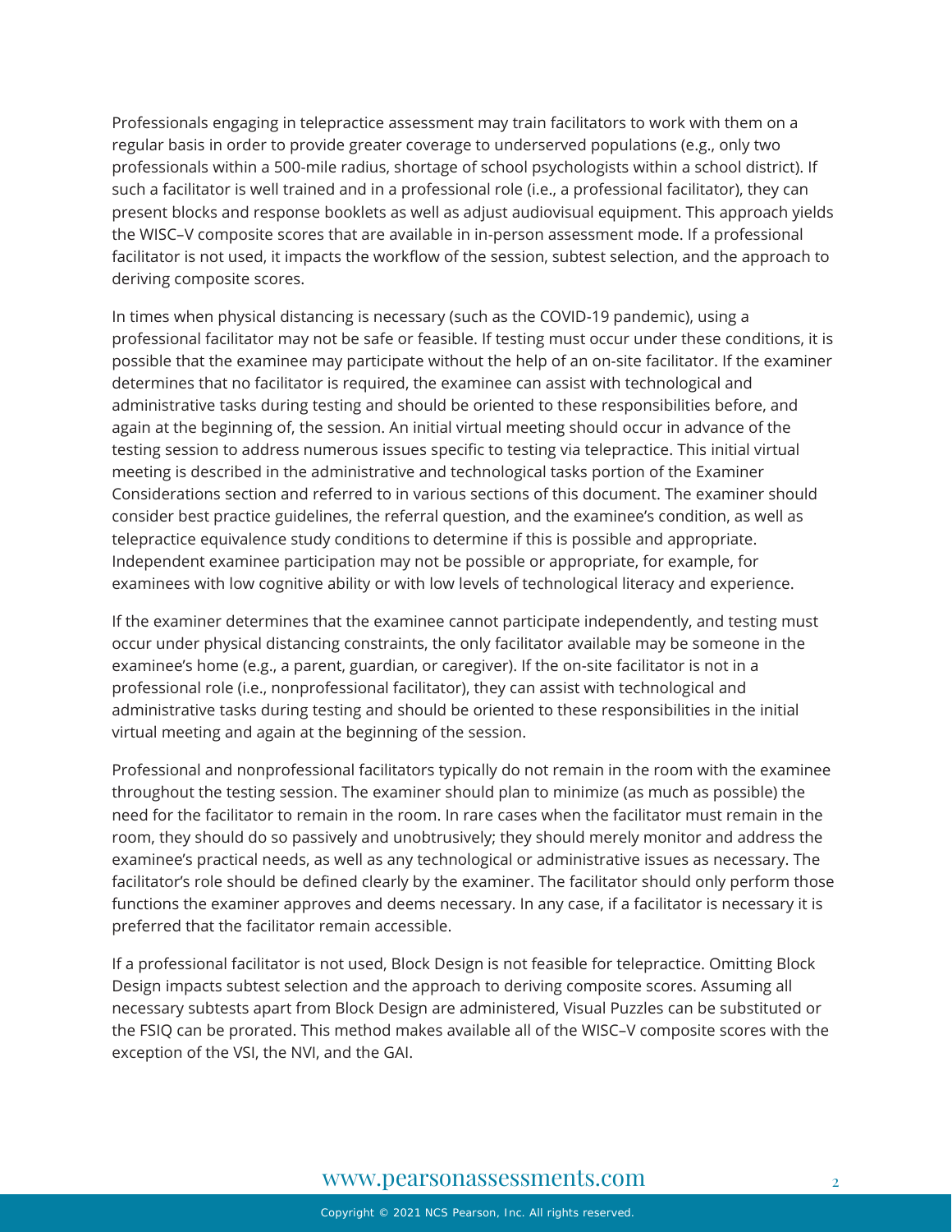Professionals engaging in telepractice assessment may train facilitators to work with them on a regular basis in order to provide greater coverage to underserved populations (e.g., only two professionals within a 500-mile radius, shortage of school psychologists within a school district). If such a facilitator is well trained and in a professional role (i.e., a professional facilitator), they can present blocks and response booklets as well as adjust audiovisual equipment. This approach yields the WISC–V composite scores that are available in in-person assessment mode. If a professional facilitator is not used, it impacts the workflow of the session, subtest selection, and the approach to deriving composite scores.

In times when physical distancing is necessary (such as the COVID-19 pandemic), using a professional facilitator may not be safe or feasible. If testing must occur under these conditions, it is possible that the examinee may participate without the help of an on-site facilitator. If the examiner determines that no facilitator is required, the examinee can assist with technological and administrative tasks during testing and should be oriented to these responsibilities before, and again at the beginning of, the session. An initial virtual meeting should occur in advance of the testing session to address numerous issues specific to testing via telepractice. This initial virtual meeting is described in the administrative and technological tasks portion of the Examiner Considerations section and referred to in various sections of this document. The examiner should consider best practice guidelines, the referral question, and the examinee's condition, as well as telepractice equivalence study conditions to determine if this is possible and appropriate. Independent examinee participation may not be possible or appropriate, for example, for examinees with low cognitive ability or with low levels of technological literacy and experience.

If the examiner determines that the examinee cannot participate independently, and testing must occur under physical distancing constraints, the only facilitator available may be someone in the examinee's home (e.g., a parent, guardian, or caregiver). If the on-site facilitator is not in a professional role (i.e., nonprofessional facilitator), they can assist with technological and administrative tasks during testing and should be oriented to these responsibilities in the initial virtual meeting and again at the beginning of the session.

Professional and nonprofessional facilitators typically do not remain in the room with the examinee throughout the testing session. The examiner should plan to minimize (as much as possible) the need for the facilitator to remain in the room. In rare cases when the facilitator must remain in the room, they should do so passively and unobtrusively; they should merely monitor and address the examinee's practical needs, as well as any technological or administrative issues as necessary. The facilitator's role should be defined clearly by the examiner. The facilitator should only perform those functions the examiner approves and deems necessary. In any case, if a facilitator is necessary it is preferred that the facilitator remain accessible.

If a professional facilitator is not used, Block Design is not feasible for telepractice. Omitting Block Design impacts subtest selection and the approach to deriving composite scores. Assuming all necessary subtests apart from Block Design are administered, Visual Puzzles can be substituted or the FSIQ can be prorated. This method makes available all of the WISC–V composite scores with the exception of the VSI, the NVI, and the GAI.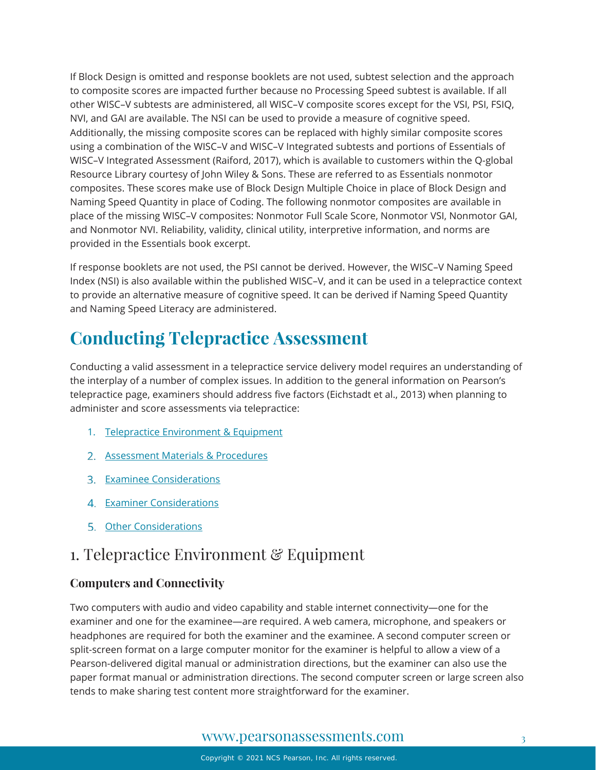If Block Design is omitted and response booklets are not used, subtest selection and the approach to composite scores are impacted further because no Processing Speed subtest is available. If all other WISC–V subtests are administered, all WISC–V composite scores except for the VSI, PSI, FSIQ, NVI, and GAI are available. The NSI can be used to provide a measure of cognitive speed. Additionally, the missing composite scores can be replaced with highly similar composite scores using a combination of the WISC–V and WISC–V Integrated subtests and portions of Essentials of WISC–V Integrated Assessment (Raiford, 2017), which is available to customers within the Q-global Resource Library courtesy of John Wiley & Sons. These are referred to as Essentials nonmotor composites. These scores make use of Block Design Multiple Choice in place of Block Design and Naming Speed Quantity in place of Coding. The following nonmotor composites are available in place of the missing WISC–V composites: Nonmotor Full Scale Score, Nonmotor VSI, Nonmotor GAI, and Nonmotor NVI. Reliability, validity, clinical utility, interpretive information, and norms are provided in the Essentials book excerpt.

If response booklets are not used, the PSI cannot be derived. However, the WISC–V Naming Speed Index (NSI) is also available within the published WISC–V, and it can be used in a telepractice context to provide an alternative measure of cognitive speed. It can be derived if Naming Speed Quantity and Naming Speed Literacy are administered.

# Conducting Telepractice Assessment

Conducting a valid assessment in a telepractice service delivery model requires an understanding of the interplay of a number of complex issues. In addition to the general information on Pearson's telepractice page, examiners should address five factors (Eichstadt et al., 2013) when planning to administer and score assessments via telepractice:

1. Telepractice Environment & Equipment
2. Assessment Materials & Procedures
3. Examinee Considerations
4. Examiner Considerations
5. Other Considerations

## 1. Telepractice Environment & Equipment

### Computers and Connectivity

Two computers with audio and video capability and stable internet connectivity—one for the examiner and one for the examinee—are required. A web camera, microphone, and speakers or headphones are required for both the examiner and the examinee. A second computer screen or split-screen format on a large computer monitor for the examiner is helpful to allow a view of a Pearson-delivered digital manual or administration directions, but the examiner can also use the paper format manual or administration directions. The second computer screen or large screen also tends to make sharing test content more straightforward for the examiner.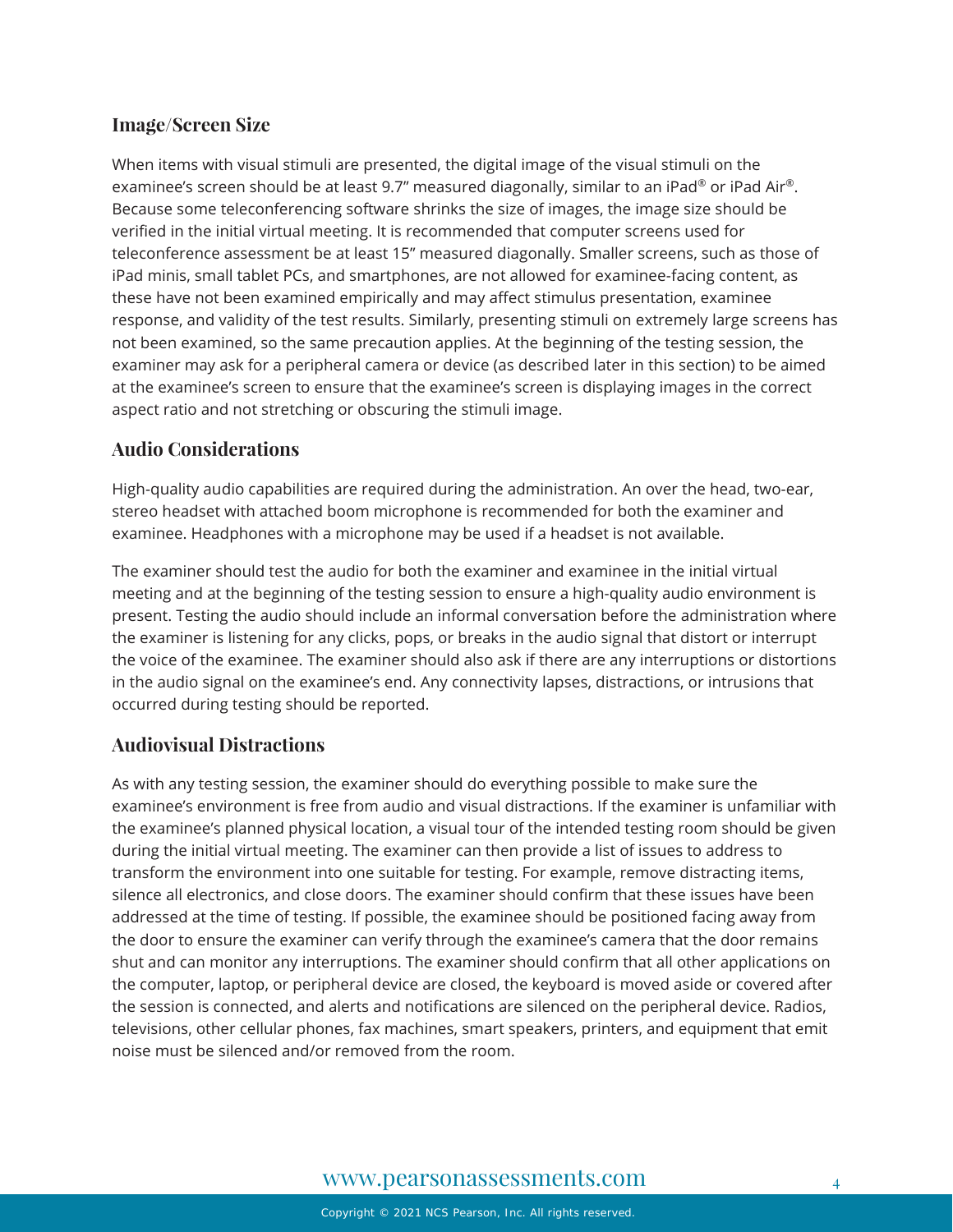## Image/Screen Size

When items with visual stimuli are presented, the digital image of the visual stimuli on the examinee's screen should be at least 9.7" measured diagonally, similar to an iPad® or iPad Air®. Because some teleconferencing software shrinks the size of images, the image size should be verified in the initial virtual meeting. It is recommended that computer screens used for teleconference assessment be at least 15" measured diagonally. Smaller screens, such as those of iPad minis, small tablet PCs, and smartphones, are not allowed for examinee-facing content, as these have not been examined empirically and may affect stimulus presentation, examinee response, and validity of the test results. Similarly, presenting stimuli on extremely large screens has not been examined, so the same precaution applies. At the beginning of the testing session, the examiner may ask for a peripheral camera or device (as described later in this section) to be aimed at the examinee's screen to ensure that the examinee's screen is displaying images in the correct aspect ratio and not stretching or obscuring the stimuli image.

## Audio Considerations

High-quality audio capabilities are required during the administration. An over the head, two-ear, stereo headset with attached boom microphone is recommended for both the examiner and examinee. Headphones with a microphone may be used if a headset is not available.

The examiner should test the audio for both the examiner and examinee in the initial virtual meeting and at the beginning of the testing session to ensure a high-quality audio environment is present. Testing the audio should include an informal conversation before the administration where the examiner is listening for any clicks, pops, or breaks in the audio signal that distort or interrupt the voice of the examinee. The examiner should also ask if there are any interruptions or distortions in the audio signal on the examinee's end. Any connectivity lapses, distractions, or intrusions that occurred during testing should be reported.

## Audiovisual Distractions

As with any testing session, the examiner should do everything possible to make sure the examinee's environment is free from audio and visual distractions. If the examiner is unfamiliar with the examinee's planned physical location, a visual tour of the intended testing room should be given during the initial virtual meeting. The examiner can then provide a list of issues to address to transform the environment into one suitable for testing. For example, remove distracting items, silence all electronics, and close doors. The examiner should confirm that these issues have been addressed at the time of testing. If possible, the examinee should be positioned facing away from the door to ensure the examiner can verify through the examinee's camera that the door remains shut and can monitor any interruptions. The examiner should confirm that all other applications on the computer, laptop, or peripheral device are closed, the keyboard is moved aside or covered after the session is connected, and alerts and notifications are silenced on the peripheral device. Radios, televisions, other cellular phones, fax machines, smart speakers, printers, and equipment that emit noise must be silenced and/or removed from the room.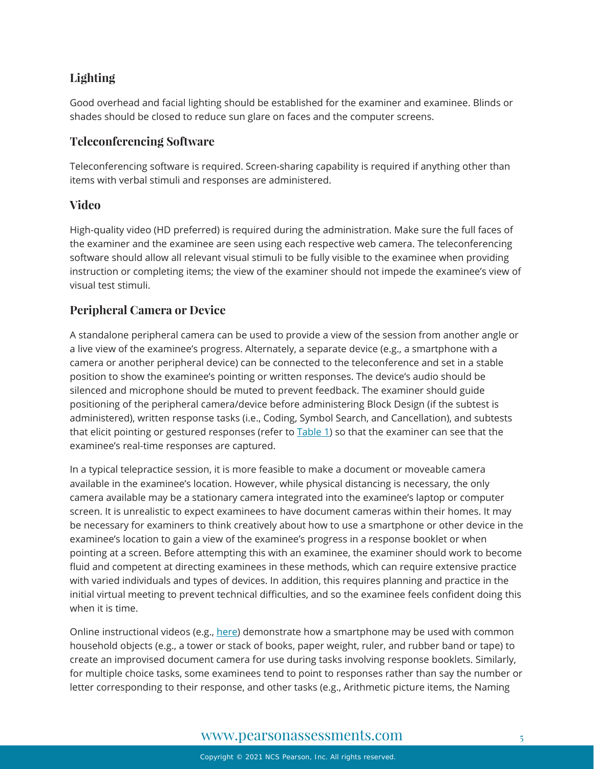## Lighting

Good overhead and facial lighting should be established for the examiner and examinee. Blinds or shades should be closed to reduce sun glare on faces and the computer screens.

## Teleconferencing Software

Teleconferencing software is required. Screen-sharing capability is required if anything other than items with verbal stimuli and responses are administered.

## Video

High-quality video (HD preferred) is required during the administration. Make sure the full faces of the examiner and the examinee are seen using each respective web camera. The teleconferencing software should allow all relevant visual stimuli to be fully visible to the examinee when providing instruction or completing items; the view of the examiner should not impede the examinee's view of visual test stimuli.

## Peripheral Camera or Device

A standalone peripheral camera can be used to provide a view of the session from another angle or a live view of the examinee's progress. Alternately, a separate device (e.g., a smartphone with a camera or another peripheral device) can be connected to the teleconference and set in a stable position to show the examinee's pointing or written responses. The device's audio should be silenced and microphone should be muted to prevent feedback. The examiner should guide positioning of the peripheral camera/device before administering Block Design (if the subtest is administered), written response tasks (i.e., Coding, Symbol Search, and Cancellation), and subtests that elicit pointing or gestured responses (refer to Table 1) so that the examiner can see that the examinee's real-time responses are captured.

In a typical telepractice session, it is more feasible to make a document or moveable camera available in the examinee's location. However, while physical distancing is necessary, the only camera available may be a stationary camera integrated into the examinee's laptop or computer screen. It is unrealistic to expect examinees to have document cameras within their homes. It may be necessary for examiners to think creatively about how to use a smartphone or other device in the examinee's location to gain a view of the examinee's progress in a response booklet or when pointing at a screen. Before attempting this with an examinee, the examiner should work to become fluid and competent at directing examinees in these methods, which can require extensive practice with varied individuals and types of devices. In addition, this requires planning and practice in the initial virtual meeting to prevent technical difficulties, and so the examinee feels confident doing this when it is time.

Online instructional videos (e.g., here) demonstrate how a smartphone may be used with common household objects (e.g., a tower or stack of books, paper weight, ruler, and rubber band or tape) to create an improvised document camera for use during tasks involving response booklets. Similarly, for multiple choice tasks, some examinees tend to point to responses rather than say the number or letter corresponding to their response, and other tasks (e.g., Arithmetic picture items, the Naming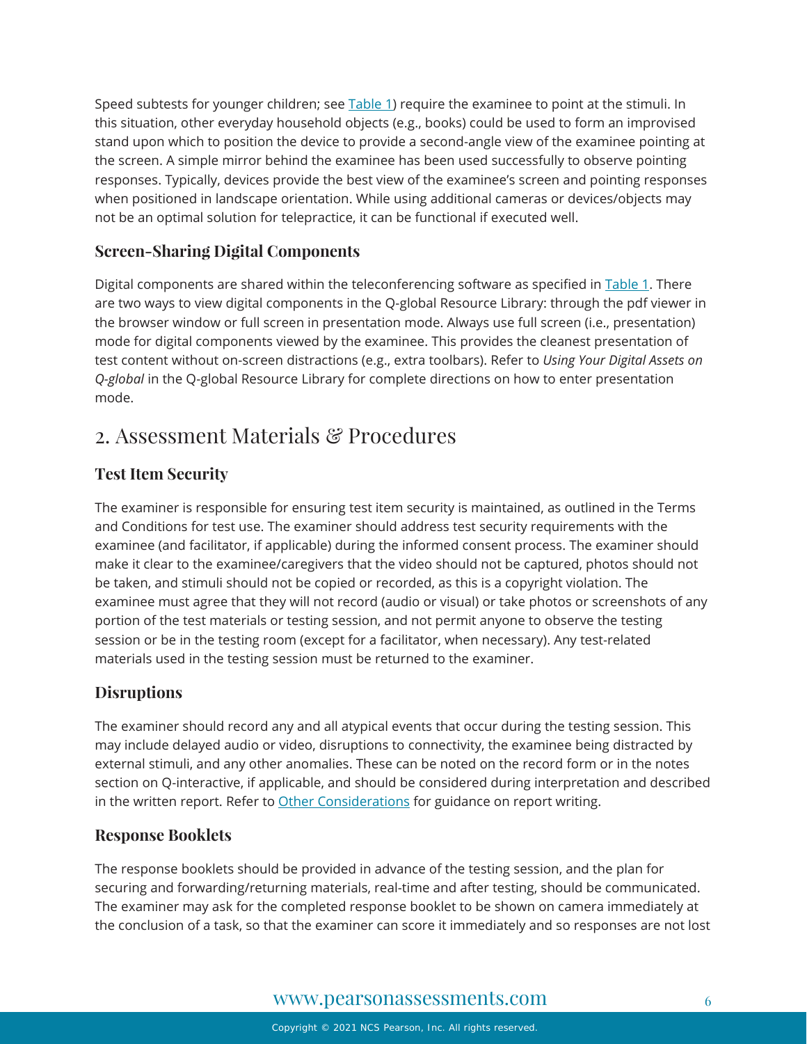Speed subtests for younger children; see Table 1) require the examinee to point at the stimuli. In this situation, other everyday household objects (e.g., books) could be used to form an improvised stand upon which to position the device to provide a second-angle view of the examinee pointing at the screen. A simple mirror behind the examinee has been used successfully to observe pointing responses. Typically, devices provide the best view of the examinee's screen and pointing responses when positioned in landscape orientation. While using additional cameras or devices/objects may not be an optimal solution for telepractice, it can be functional if executed well.

### Screen-Sharing Digital Components

Digital components are shared within the teleconferencing software as specified in Table 1. There are two ways to view digital components in the Q-global Resource Library: through the pdf viewer in the browser window or full screen in presentation mode. Always use full screen (i.e., presentation) mode for digital components viewed by the examinee. This provides the cleanest presentation of test content without on-screen distractions (e.g., extra toolbars). Refer to *Using Your Digital Assets on Q-global* in the Q-global Resource Library for complete directions on how to enter presentation mode.

## 2. Assessment Materials & Procedures

### Test Item Security

The examiner is responsible for ensuring test item security is maintained, as outlined in the Terms and Conditions for test use. The examiner should address test security requirements with the examinee (and facilitator, if applicable) during the informed consent process. The examiner should make it clear to the examinee/caregivers that the video should not be captured, photos should not be taken, and stimuli should not be copied or recorded, as this is a copyright violation. The examinee must agree that they will not record (audio or visual) or take photos or screenshots of any portion of the test materials or testing session, and not permit anyone to observe the testing session or be in the testing room (except for a facilitator, when necessary). Any test-related materials used in the testing session must be returned to the examiner.

### Disruptions

The examiner should record any and all atypical events that occur during the testing session. This may include delayed audio or video, disruptions to connectivity, the examinee being distracted by external stimuli, and any other anomalies. These can be noted on the record form or in the notes section on Q-interactive, if applicable, and should be considered during interpretation and described in the written report. Refer to Other Considerations for guidance on report writing.

### Response Booklets

The response booklets should be provided in advance of the testing session, and the plan for securing and forwarding/returning materials, real-time and after testing, should be communicated. The examiner may ask for the completed response booklet to be shown on camera immediately at the conclusion of a task, so that the examiner can score it immediately and so responses are not lost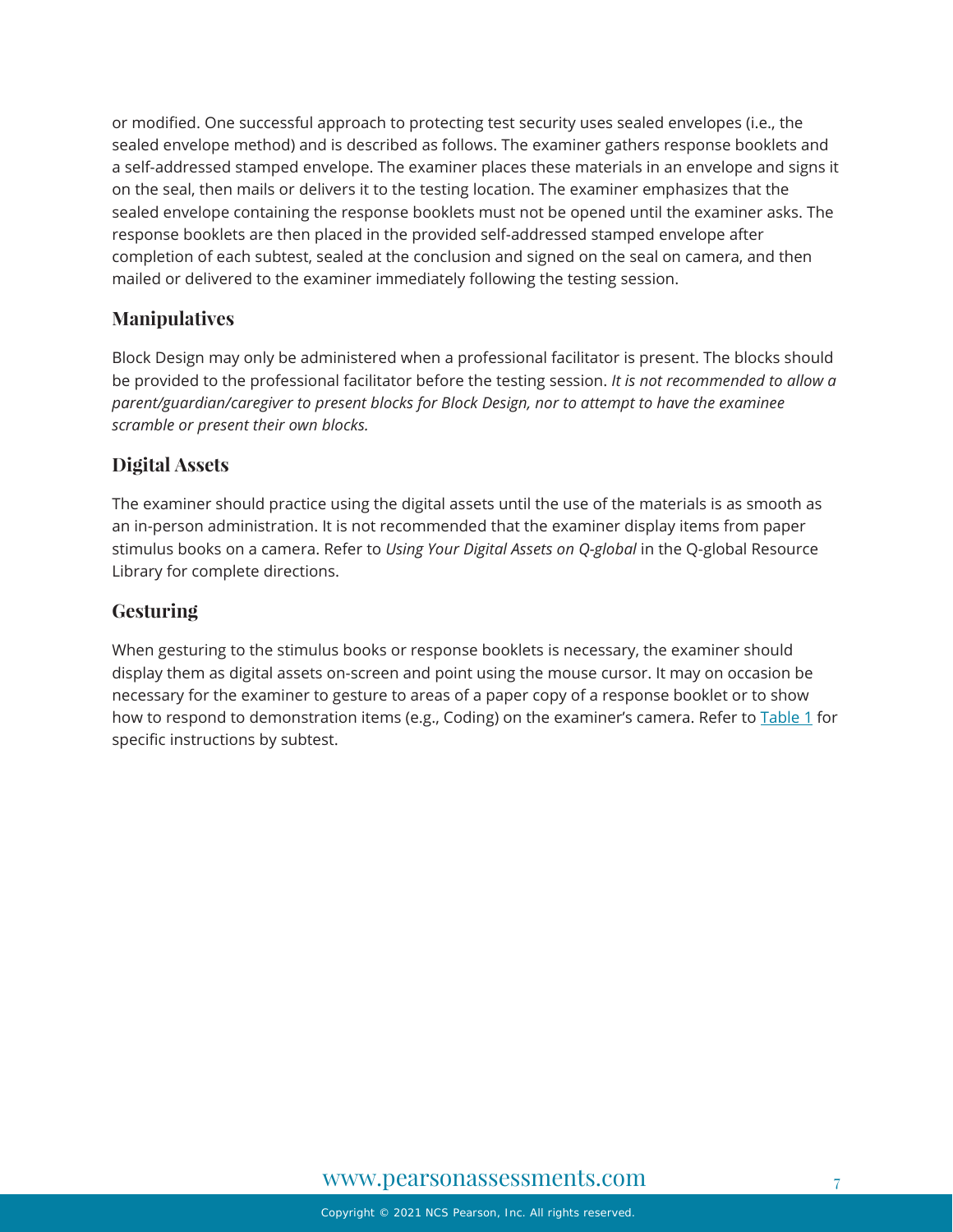or modified. One successful approach to protecting test security uses sealed envelopes (i.e., the sealed envelope method) and is described as follows. The examiner gathers response booklets and a self-addressed stamped envelope. The examiner places these materials in an envelope and signs it on the seal, then mails or delivers it to the testing location. The examiner emphasizes that the sealed envelope containing the response booklets must not be opened until the examiner asks. The response booklets are then placed in the provided self-addressed stamped envelope after completion of each subtest, sealed at the conclusion and signed on the seal on camera, and then mailed or delivered to the examiner immediately following the testing session.

### Manipulatives

Block Design may only be administered when a professional facilitator is present. The blocks should be provided to the professional facilitator before the testing session. *It is not recommended to allow a parent/guardian/caregiver to present blocks for Block Design, nor to attempt to have the examinee scramble or present their own blocks.*

### Digital Assets

The examiner should practice using the digital assets until the use of the materials is as smooth as an in-person administration. It is not recommended that the examiner display items from paper stimulus books on a camera. Refer to *Using Your Digital Assets on Q-global* in the Q-global Resource Library for complete directions.

### Gesturing

When gesturing to the stimulus books or response booklets is necessary, the examiner should display them as digital assets on-screen and point using the mouse cursor. It may on occasion be necessary for the examiner to gesture to areas of a paper copy of a response booklet or to show how to respond to demonstration items (e.g., Coding) on the examiner's camera. Refer to Table 1 for specific instructions by subtest.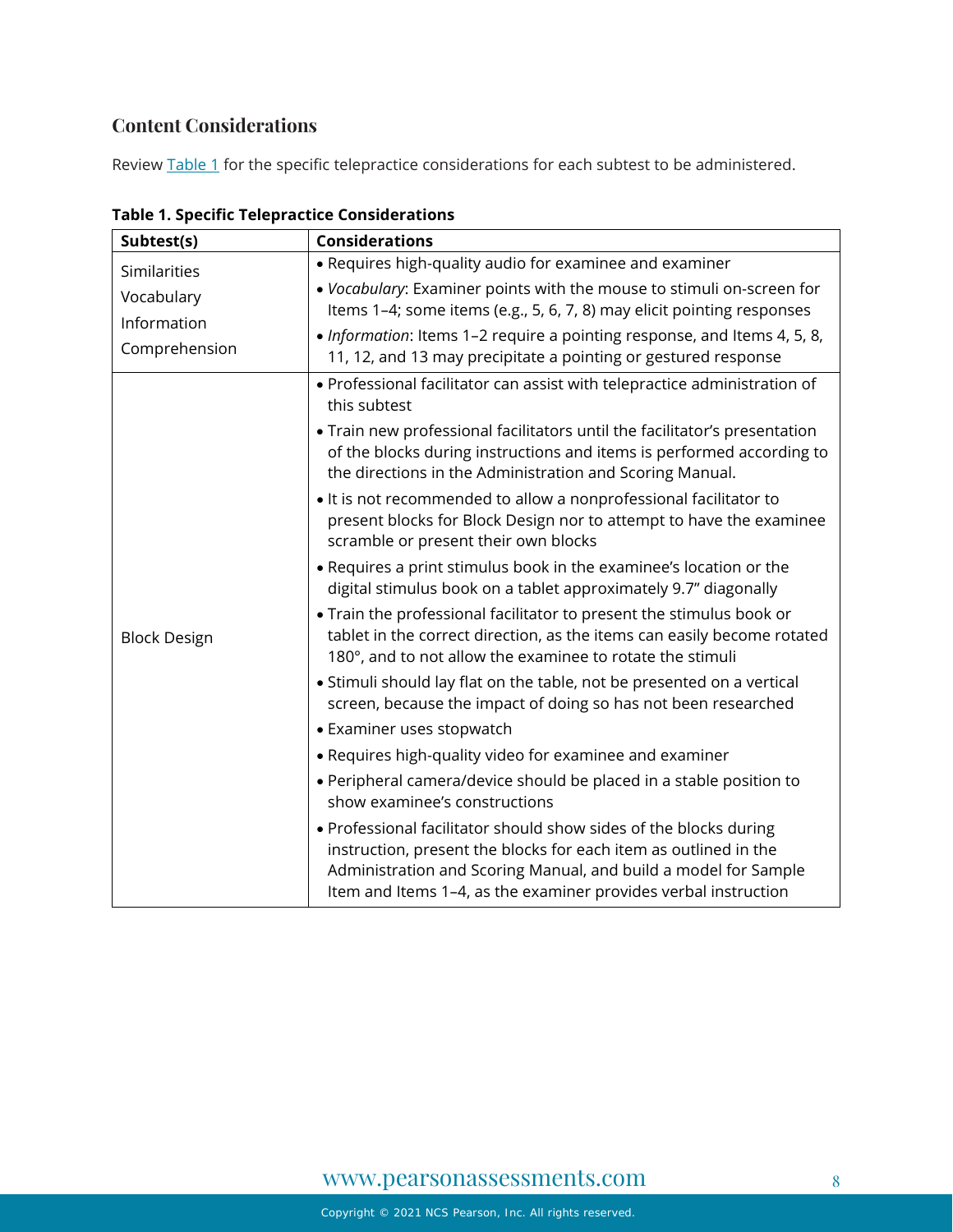## Content Considerations

Review Table 1 for the specific telepractice considerations for each subtest to be administered.

**Table 1. Specific Telepractice Considerations**

| Subtest(s) | Considerations |
|---|---|
| Similarities<br>Vocabulary<br>Information<br>Comprehension | • Requires high-quality audio for examinee and examiner<br>• *Vocabulary*: Examiner points with the mouse to stimuli on-screen for Items 1–4; some items (e.g., 5, 6, 7, 8) may elicit pointing responses<br>• *Information*: Items 1–2 require a pointing response, and Items 4, 5, 8, 11, 12, and 13 may precipitate a pointing or gestured response |
| Block Design | • Professional facilitator can assist with telepractice administration of this subtest<br>• Train new professional facilitators until the facilitator's presentation of the blocks during instructions and items is performed according to the directions in the Administration and Scoring Manual.<br>• It is not recommended to allow a nonprofessional facilitator to present blocks for Block Design nor to attempt to have the examinee scramble or present their own blocks<br>• Requires a print stimulus book in the examinee's location or the digital stimulus book on a tablet approximately 9.7" diagonally<br>• Train the professional facilitator to present the stimulus book or tablet in the correct direction, as the items can easily become rotated 180°, and to not allow the examinee to rotate the stimuli<br>• Stimuli should lay flat on the table, not be presented on a vertical screen, because the impact of doing so has not been researched<br>• Examiner uses stopwatch<br>• Requires high-quality video for examinee and examiner<br>• Peripheral camera/device should be placed in a stable position to show examinee's constructions<br>• Professional facilitator should show sides of the blocks during instruction, present the blocks for each item as outlined in the Administration and Scoring Manual, and build a model for Sample Item and Items 1–4, as the examiner provides verbal instruction |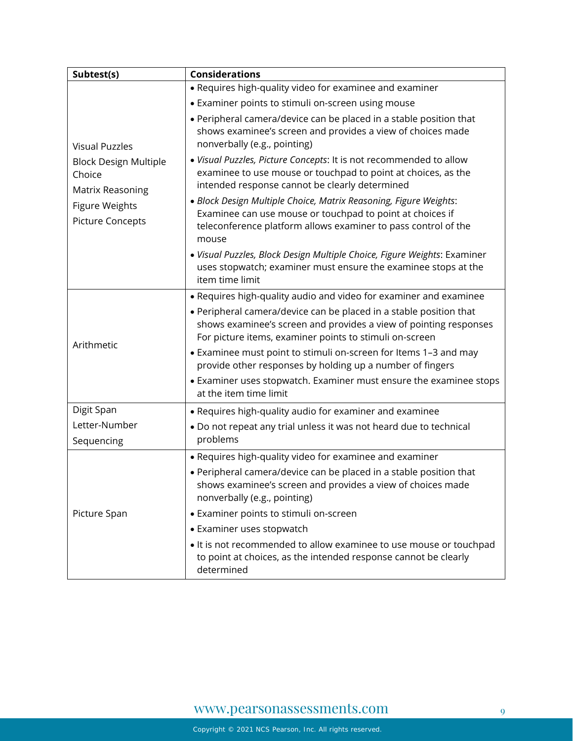| Subtest(s) | Considerations |
|---|---|
| Visual Puzzles<br>Block Design Multiple Choice<br>Matrix Reasoning<br>Figure Weights<br>Picture Concepts | • Requires high-quality video for examinee and examiner<br>• Examiner points to stimuli on-screen using mouse<br>• Peripheral camera/device can be placed in a stable position that shows examinee's screen and provides a view of choices made nonverbally (e.g., pointing)<br>• *Visual Puzzles, Picture Concepts*: It is not recommended to allow examinee to use mouse or touchpad to point at choices, as the intended response cannot be clearly determined<br>• *Block Design Multiple Choice, Matrix Reasoning, Figure Weights*: Examinee can use mouse or touchpad to point at choices if teleconference platform allows examiner to pass control of the mouse<br>• *Visual Puzzles, Block Design Multiple Choice, Figure Weights*: Examiner uses stopwatch; examiner must ensure the examinee stops at the item time limit |
| Arithmetic | • Requires high-quality audio and video for examiner and examinee<br>• Peripheral camera/device can be placed in a stable position that shows examinee's screen and provides a view of pointing responses For picture items, examiner points to stimuli on-screen<br>• Examinee must point to stimuli on-screen for Items 1–3 and may provide other responses by holding up a number of fingers<br>• Examiner uses stopwatch. Examiner must ensure the examinee stops at the item time limit |
| Digit Span<br>Letter-Number Sequencing | • Requires high-quality audio for examiner and examinee<br>• Do not repeat any trial unless it was not heard due to technical problems |
| Picture Span | • Requires high-quality video for examinee and examiner<br>• Peripheral camera/device can be placed in a stable position that shows examinee's screen and provides a view of choices made nonverbally (e.g., pointing)<br>• Examiner points to stimuli on-screen<br>• Examiner uses stopwatch<br>• It is not recommended to allow examinee to use mouse or touchpad to point at choices, as the intended response cannot be clearly determined |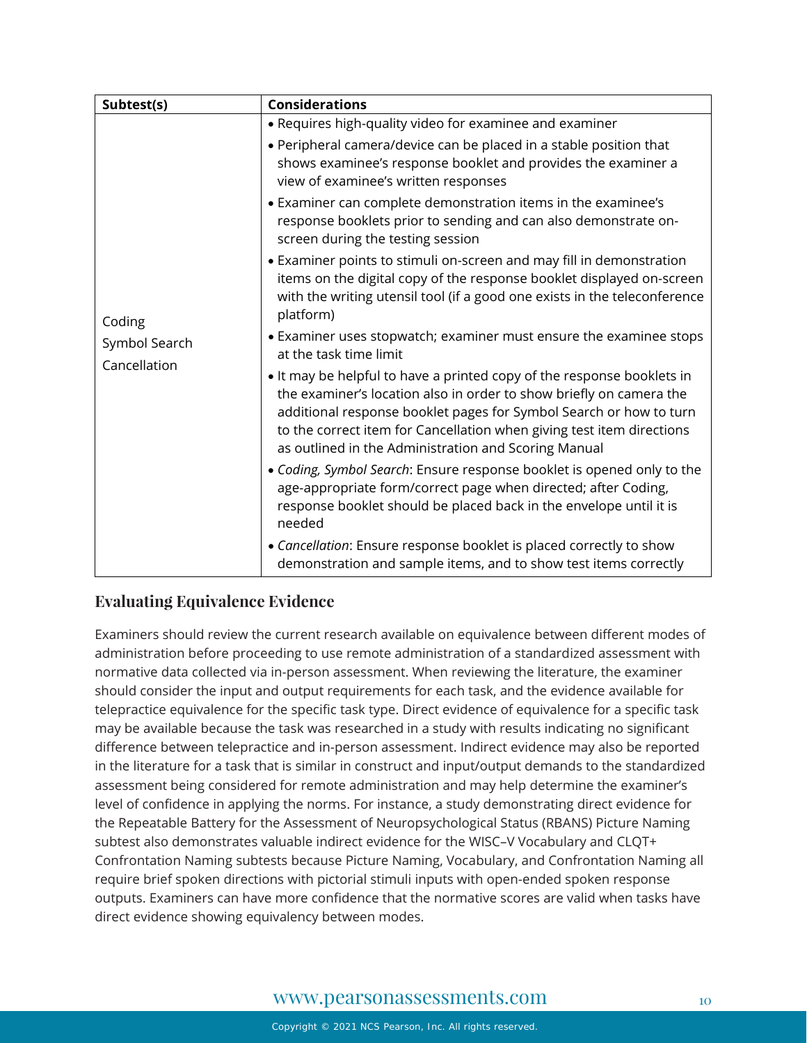| Subtest(s) | Considerations |
|---|---|
| Coding<br>Symbol Search<br>Cancellation | • Requires high-quality video for examinee and examiner<br>• Peripheral camera/device can be placed in a stable position that shows examinee's response booklet and provides the examiner a view of examinee's written responses<br>• Examiner can complete demonstration items in the examinee's response booklets prior to sending and can also demonstrate on-screen during the testing session<br>• Examiner points to stimuli on-screen and may fill in demonstration items on the digital copy of the response booklet displayed on-screen with the writing utensil tool (if a good one exists in the teleconference platform)<br>• Examiner uses stopwatch; examiner must ensure the examinee stops at the task time limit<br>• It may be helpful to have a printed copy of the response booklets in the examiner's location also in order to show briefly on camera the additional response booklet pages for Symbol Search or how to turn to the correct item for Cancellation when giving test item directions as outlined in the Administration and Scoring Manual<br>• *Coding, Symbol Search*: Ensure response booklet is opened only to the age-appropriate form/correct page when directed; after Coding, response booklet should be placed back in the envelope until it is needed<br>• *Cancellation*: Ensure response booklet is placed correctly to show demonstration and sample items, and to show test items correctly |

## Evaluating Equivalence Evidence

Examiners should review the current research available on equivalence between different modes of administration before proceeding to use remote administration of a standardized assessment with normative data collected via in-person assessment. When reviewing the literature, the examiner should consider the input and output requirements for each task, and the evidence available for telepractice equivalence for the specific task type. Direct evidence of equivalence for a specific task may be available because the task was researched in a study with results indicating no significant difference between telepractice and in-person assessment. Indirect evidence may also be reported in the literature for a task that is similar in construct and input/output demands to the standardized assessment being considered for remote administration and may help determine the examiner's level of confidence in applying the norms. For instance, a study demonstrating direct evidence for the Repeatable Battery for the Assessment of Neuropsychological Status (RBANS) Picture Naming subtest also demonstrates valuable indirect evidence for the WISC–V Vocabulary and CLQT+ Confrontation Naming subtests because Picture Naming, Vocabulary, and Confrontation Naming all require brief spoken directions with pictorial stimuli inputs with open-ended spoken response outputs. Examiners can have more confidence that the normative scores are valid when tasks have direct evidence showing equivalency between modes.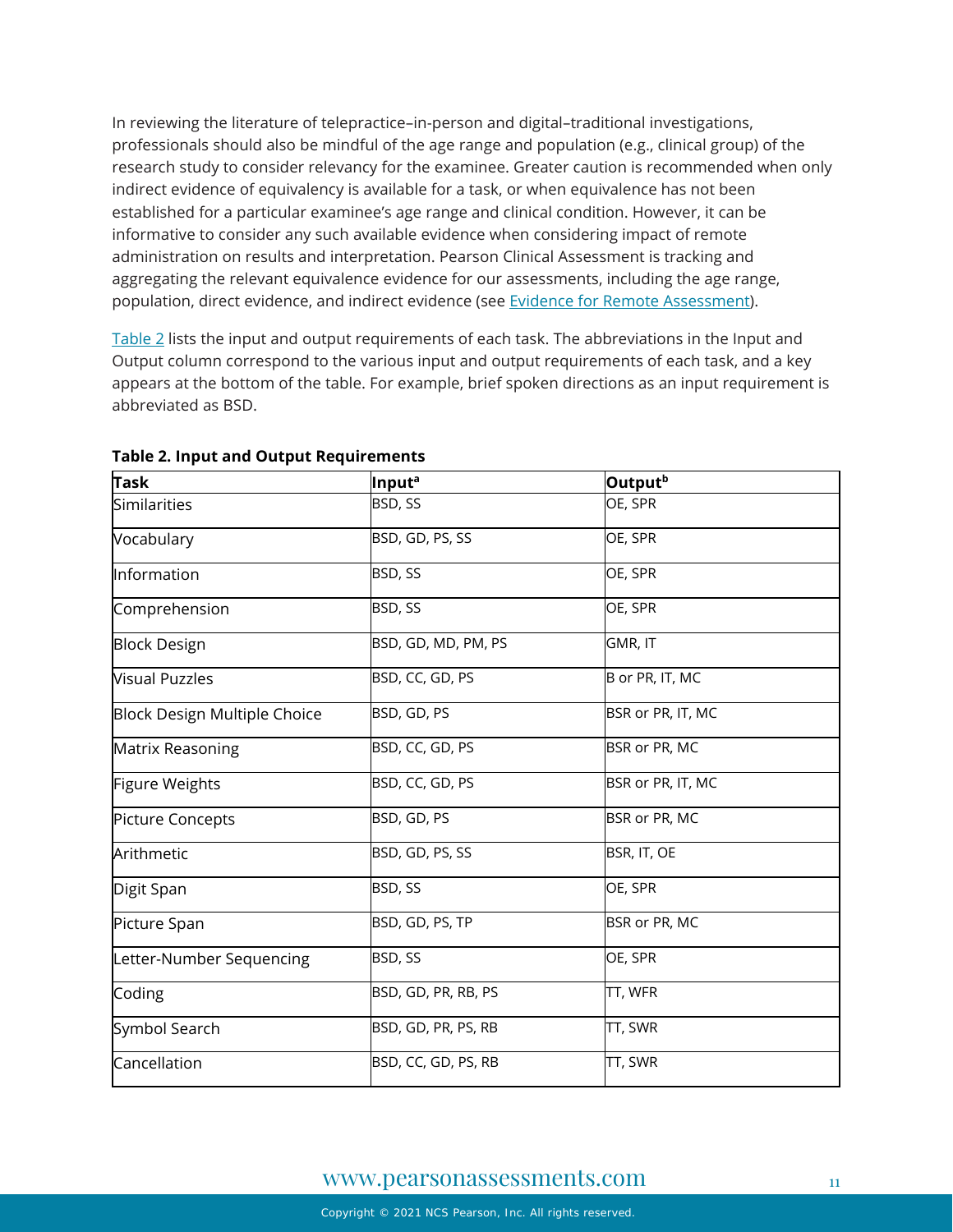In reviewing the literature of telepractice–in-person and digital–traditional investigations, professionals should also be mindful of the age range and population (e.g., clinical group) of the research study to consider relevancy for the examinee. Greater caution is recommended when only indirect evidence of equivalency is available for a task, or when equivalence has not been established for a particular examinee's age range and clinical condition. However, it can be informative to consider any such available evidence when considering impact of remote administration on results and interpretation. Pearson Clinical Assessment is tracking and aggregating the relevant equivalence evidence for our assessments, including the age range, population, direct evidence, and indirect evidence (see Evidence for Remote Assessment).

Table 2 lists the input and output requirements of each task. The abbreviations in the Input and Output column correspond to the various input and output requirements of each task, and a key appears at the bottom of the table. For example, brief spoken directions as an input requirement is abbreviated as BSD.

**Table 2. Input and Output Requirements**

| Task | Input[a] | Output[b] |
|---|---|---|
| Similarities | BSD, SS | OE, SPR |
| Vocabulary | BSD, GD, PS, SS | OE, SPR |
| Information | BSD, SS | OE, SPR |
| Comprehension | BSD, SS | OE, SPR |
| Block Design | BSD, GD, MD, PM, PS | GMR, IT |
| Visual Puzzles | BSD, CC, GD, PS | B or PR, IT, MC |
| Block Design Multiple Choice | BSD, GD, PS | BSR or PR, IT, MC |
| Matrix Reasoning | BSD, CC, GD, PS | BSR or PR, MC |
| Figure Weights | BSD, CC, GD, PS | BSR or PR, IT, MC |
| Picture Concepts | BSD, GD, PS | BSR or PR, MC |
| Arithmetic | BSD, GD, PS, SS | BSR, IT, OE |
| Digit Span | BSD, SS | OE, SPR |
| Picture Span | BSD, GD, PS, TP | BSR or PR, MC |
| Letter-Number Sequencing | BSD, SS | OE, SPR |
| Coding | BSD, GD, PR, RB, PS | TT, WFR |
| Symbol Search | BSD, GD, PR, PS, RB | TT, SWR |
| Cancellation | BSD, CC, GD, PS, RB | TT, SWR |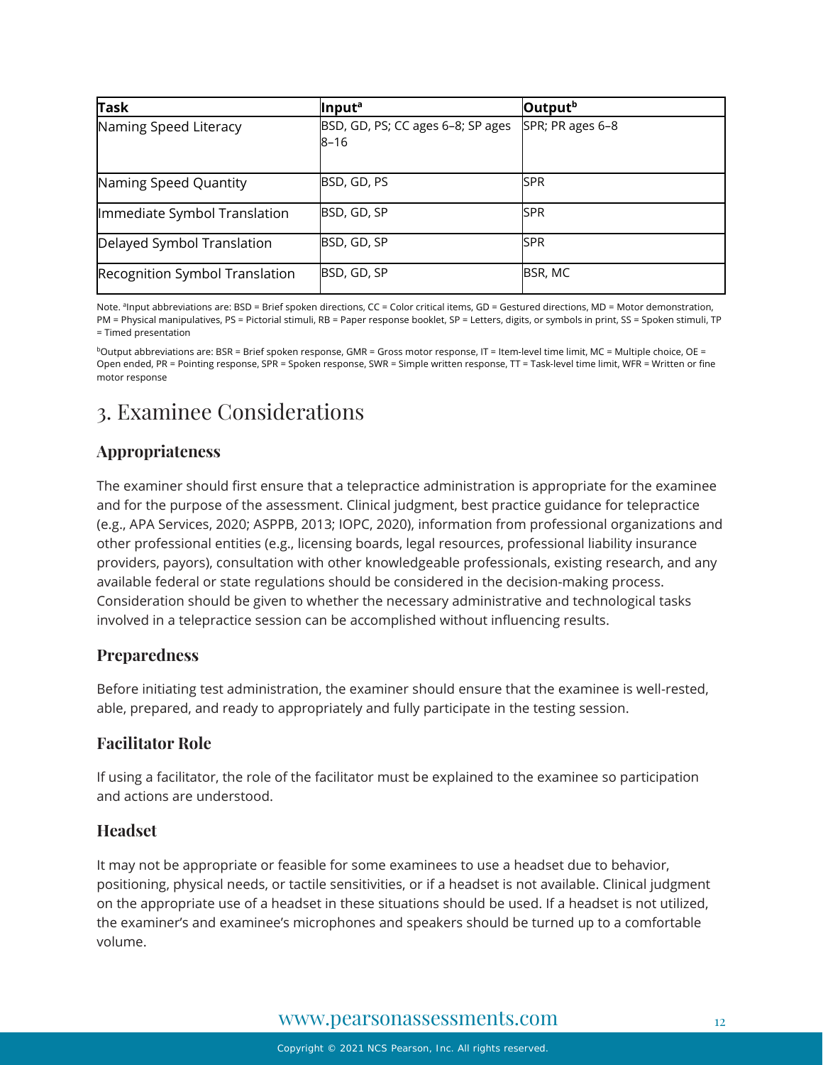| Task | Input[a] | Output[b] |
|---|---|---|
| Naming Speed Literacy | BSD, GD, PS; CC ages 6–8; SP ages 8–16 | SPR; PR ages 6–8 |
| Naming Speed Quantity | BSD, GD, PS | SPR |
| Immediate Symbol Translation | BSD, GD, SP | SPR |
| Delayed Symbol Translation | BSD, GD, SP | SPR |
| Recognition Symbol Translation | BSD, GD, SP | BSR, MC |

Note. [a]Input abbreviations are: BSD = Brief spoken directions, CC = Color critical items, GD = Gestured directions, MD = Motor demonstration, PM = Physical manipulatives, PS = Pictorial stimuli, RB = Paper response booklet, SP = Letters, digits, or symbols in print, SS = Spoken stimuli, TP = Timed presentation

[b]Output abbreviations are: BSR = Brief spoken response, GMR = Gross motor response, IT = Item-level time limit, MC = Multiple choice, OE = Open ended, PR = Pointing response, SPR = Spoken response, SWR = Simple written response, TT = Task-level time limit, WFR = Written or fine motor response

# 3. Examinee Considerations

## Appropriateness

The examiner should first ensure that a telepractice administration is appropriate for the examinee and for the purpose of the assessment. Clinical judgment, best practice guidance for telepractice (e.g., APA Services, 2020; ASPPB, 2013; IOPC, 2020), information from professional organizations and other professional entities (e.g., licensing boards, legal resources, professional liability insurance providers, payors), consultation with other knowledgeable professionals, existing research, and any available federal or state regulations should be considered in the decision-making process. Consideration should be given to whether the necessary administrative and technological tasks involved in a telepractice session can be accomplished without influencing results.

## Preparedness

Before initiating test administration, the examiner should ensure that the examinee is well-rested, able, prepared, and ready to appropriately and fully participate in the testing session.

## Facilitator Role

If using a facilitator, the role of the facilitator must be explained to the examinee so participation and actions are understood.

## Headset

It may not be appropriate or feasible for some examinees to use a headset due to behavior, positioning, physical needs, or tactile sensitivities, or if a headset is not available. Clinical judgment on the appropriate use of a headset in these situations should be used. If a headset is not utilized, the examiner's and examinee's microphones and speakers should be turned up to a comfortable volume.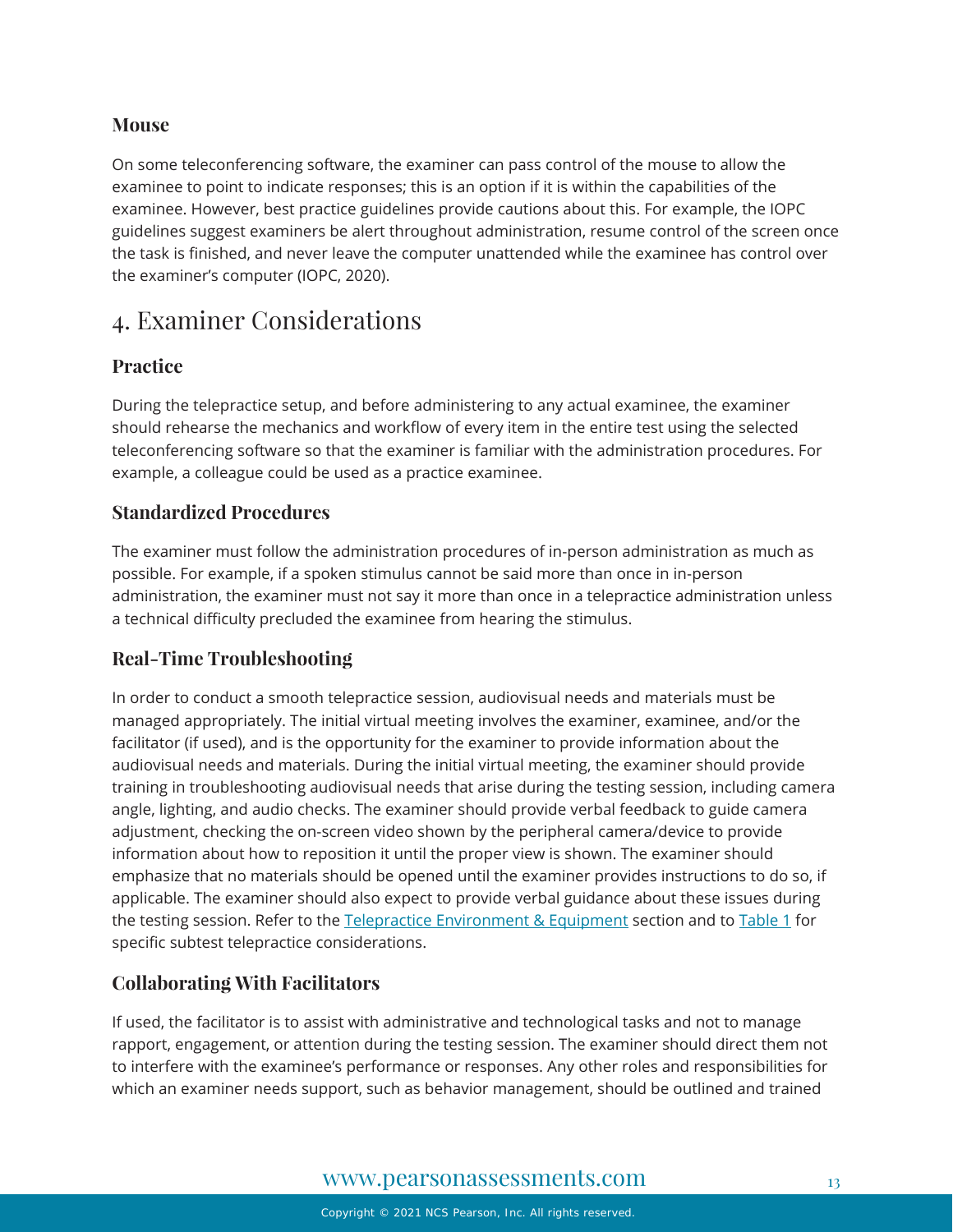### Mouse

On some teleconferencing software, the examiner can pass control of the mouse to allow the examinee to point to indicate responses; this is an option if it is within the capabilities of the examinee. However, best practice guidelines provide cautions about this. For example, the IOPC guidelines suggest examiners be alert throughout administration, resume control of the screen once the task is finished, and never leave the computer unattended while the examinee has control over the examiner's computer (IOPC, 2020).

## 4. Examiner Considerations

### Practice

During the telepractice setup, and before administering to any actual examinee, the examiner should rehearse the mechanics and workflow of every item in the entire test using the selected teleconferencing software so that the examiner is familiar with the administration procedures. For example, a colleague could be used as a practice examinee.

### Standardized Procedures

The examiner must follow the administration procedures of in-person administration as much as possible. For example, if a spoken stimulus cannot be said more than once in in-person administration, the examiner must not say it more than once in a telepractice administration unless a technical difficulty precluded the examinee from hearing the stimulus.

### Real-Time Troubleshooting

In order to conduct a smooth telepractice session, audiovisual needs and materials must be managed appropriately. The initial virtual meeting involves the examiner, examinee, and/or the facilitator (if used), and is the opportunity for the examiner to provide information about the audiovisual needs and materials. During the initial virtual meeting, the examiner should provide training in troubleshooting audiovisual needs that arise during the testing session, including camera angle, lighting, and audio checks. The examiner should provide verbal feedback to guide camera adjustment, checking the on-screen video shown by the peripheral camera/device to provide information about how to reposition it until the proper view is shown. The examiner should emphasize that no materials should be opened until the examiner provides instructions to do so, if applicable. The examiner should also expect to provide verbal guidance about these issues during the testing session. Refer to the Telepractice Environment & Equipment section and to Table 1 for specific subtest telepractice considerations.

### Collaborating With Facilitators

If used, the facilitator is to assist with administrative and technological tasks and not to manage rapport, engagement, or attention during the testing session. The examiner should direct them not to interfere with the examinee's performance or responses. Any other roles and responsibilities for which an examiner needs support, such as behavior management, should be outlined and trained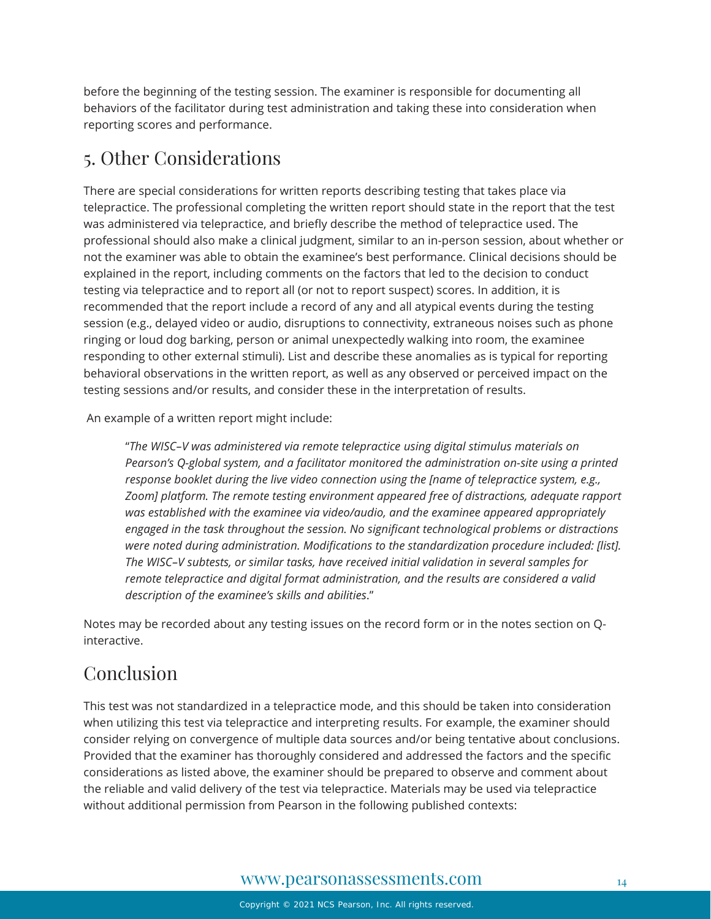before the beginning of the testing session. The examiner is responsible for documenting all behaviors of the facilitator during test administration and taking these into consideration when reporting scores and performance.

## 5. Other Considerations

There are special considerations for written reports describing testing that takes place via telepractice. The professional completing the written report should state in the report that the test was administered via telepractice, and briefly describe the method of telepractice used. The professional should also make a clinical judgment, similar to an in-person session, about whether or not the examiner was able to obtain the examinee's best performance. Clinical decisions should be explained in the report, including comments on the factors that led to the decision to conduct testing via telepractice and to report all (or not to report suspect) scores. In addition, it is recommended that the report include a record of any and all atypical events during the testing session (e.g., delayed video or audio, disruptions to connectivity, extraneous noises such as phone ringing or loud dog barking, person or animal unexpectedly walking into room, the examinee responding to other external stimuli). List and describe these anomalies as is typical for reporting behavioral observations in the written report, as well as any observed or perceived impact on the testing sessions and/or results, and consider these in the interpretation of results.

An example of a written report might include:

> "*The WISC–V was administered via remote telepractice using digital stimulus materials on Pearson's Q-global system, and a facilitator monitored the administration on-site using a printed response booklet during the live video connection using the [name of telepractice system, e.g., Zoom] platform. The remote testing environment appeared free of distractions, adequate rapport was established with the examinee via video/audio, and the examinee appeared appropriately engaged in the task throughout the session. No significant technological problems or distractions were noted during administration. Modifications to the standardization procedure included: [list]. The WISC–V subtests, or similar tasks, have received initial validation in several samples for remote telepractice and digital format administration, and the results are considered a valid description of the examinee's skills and abilities*."

Notes may be recorded about any testing issues on the record form or in the notes section on Q-interactive.

## Conclusion

This test was not standardized in a telepractice mode, and this should be taken into consideration when utilizing this test via telepractice and interpreting results. For example, the examiner should consider relying on convergence of multiple data sources and/or being tentative about conclusions. Provided that the examiner has thoroughly considered and addressed the factors and the specific considerations as listed above, the examiner should be prepared to observe and comment about the reliable and valid delivery of the test via telepractice. Materials may be used via telepractice without additional permission from Pearson in the following published contexts: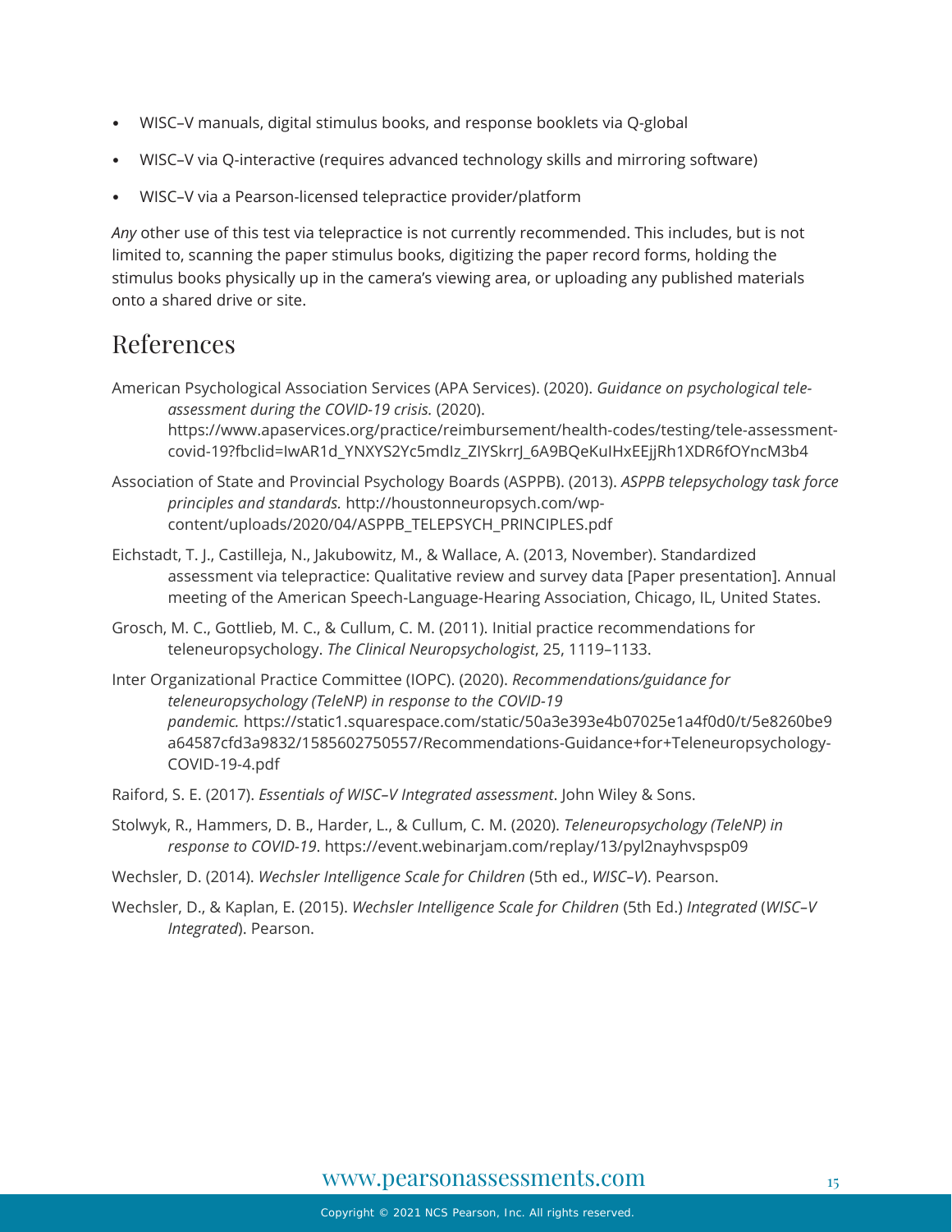- WISC–V manuals, digital stimulus books, and response booklets via Q-global
- WISC–V via Q-interactive (requires advanced technology skills and mirroring software)
- WISC–V via a Pearson-licensed telepractice provider/platform

*Any* other use of this test via telepractice is not currently recommended. This includes, but is not limited to, scanning the paper stimulus books, digitizing the paper record forms, holding the stimulus books physically up in the camera's viewing area, or uploading any published materials onto a shared drive or site.

## References

American Psychological Association Services (APA Services). (2020). *Guidance on psychological tele-assessment during the COVID-19 crisis.* (2020). https://www.apaservices.org/practice/reimbursement/health-codes/testing/tele-assessment-covid-19?fbclid=IwAR1d_YNXYS2Yc5mdIz_ZIYSkrrJ_6A9BQeKuIHxEEjjRh1XDR6fOYncM3b4

Association of State and Provincial Psychology Boards (ASPPB). (2013). *ASPPB telepsychology task force principles and standards.* http://houstonneuropsych.com/wp-content/uploads/2020/04/ASPPB_TELEPSYCH_PRINCIPLES.pdf

Eichstadt, T. J., Castilleja, N., Jakubowitz, M., & Wallace, A. (2013, November). Standardized assessment via telepractice: Qualitative review and survey data [Paper presentation]. Annual meeting of the American Speech-Language-Hearing Association, Chicago, IL, United States.

Grosch, M. C., Gottlieb, M. C., & Cullum, C. M. (2011). Initial practice recommendations for teleneuropsychology. *The Clinical Neuropsychologist*, 25, 1119–1133.

Inter Organizational Practice Committee (IOPC). (2020). *Recommendations/guidance for teleneuropsychology (TeleNP) in response to the COVID-19 pandemic.* https://static1.squarespace.com/static/50a3e393e4b07025e1a4f0d0/t/5e8260be9a64587cfd3a9832/1585602750557/Recommendations-Guidance+for+Teleneuropsychology-COVID-19-4.pdf

Raiford, S. E. (2017). *Essentials of WISC–V Integrated assessment*. John Wiley & Sons.

Stolwyk, R., Hammers, D. B., Harder, L., & Cullum, C. M. (2020). *Teleneuropsychology (TeleNP) in response to COVID-19*. https://event.webinarjam.com/replay/13/pyl2nayhvspsp09

Wechsler, D. (2014). *Wechsler Intelligence Scale for Children* (5th ed., *WISC–V*). Pearson.

Wechsler, D., & Kaplan, E. (2015). *Wechsler Intelligence Scale for Children* (5th Ed.) *Integrated* (*WISC–V Integrated*). Pearson.